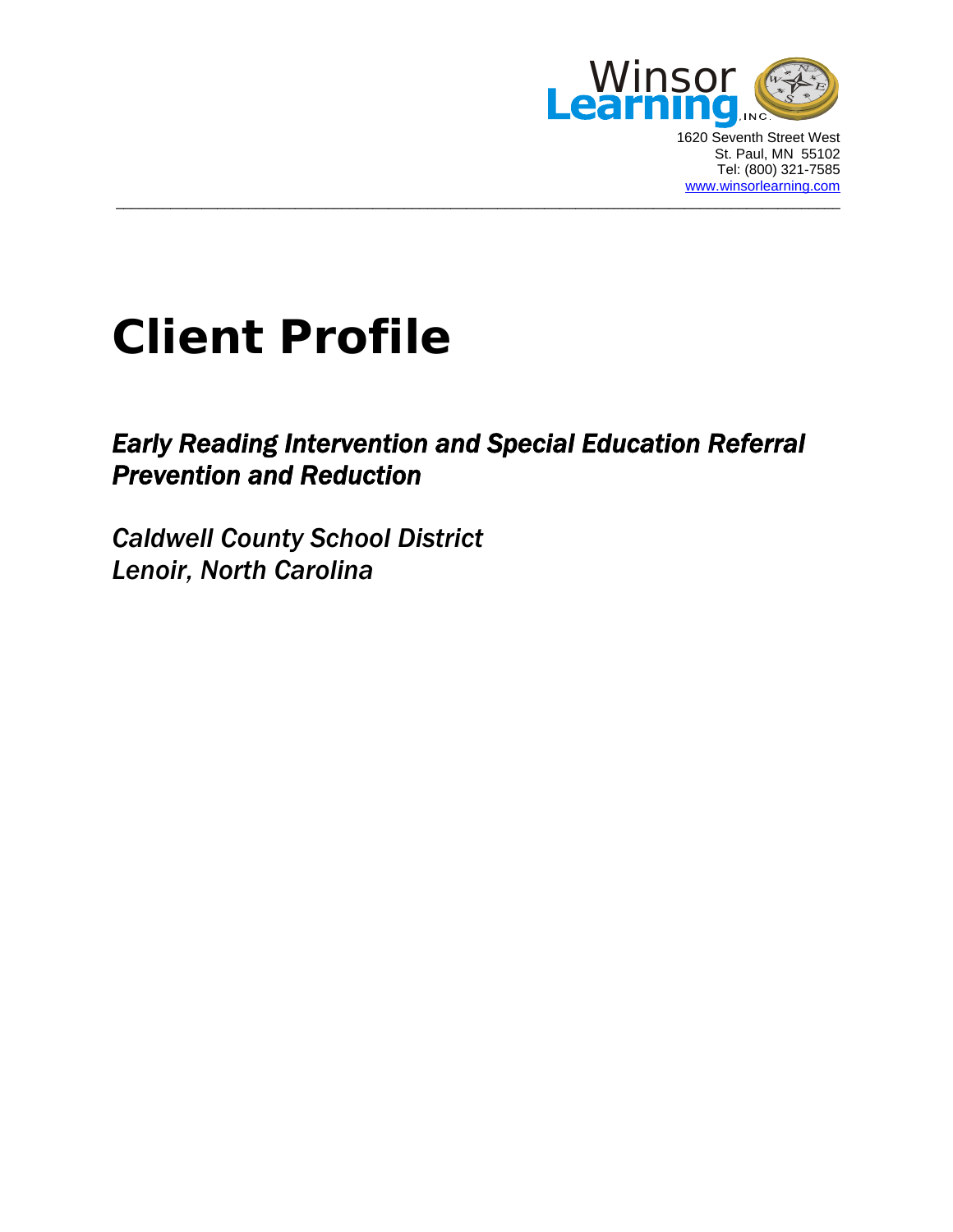Winsor Learning, Inc.

1620 Seventh Street West
St. Paul, MN 55102
Tel: (800) 321-7585
www.winsorlearning.com

---

# Client Profile

## *Early Reading Intervention and Special Education Referral Prevention and Reduction*

## *Caldwell County School District*
## *Lenoir, North Carolina*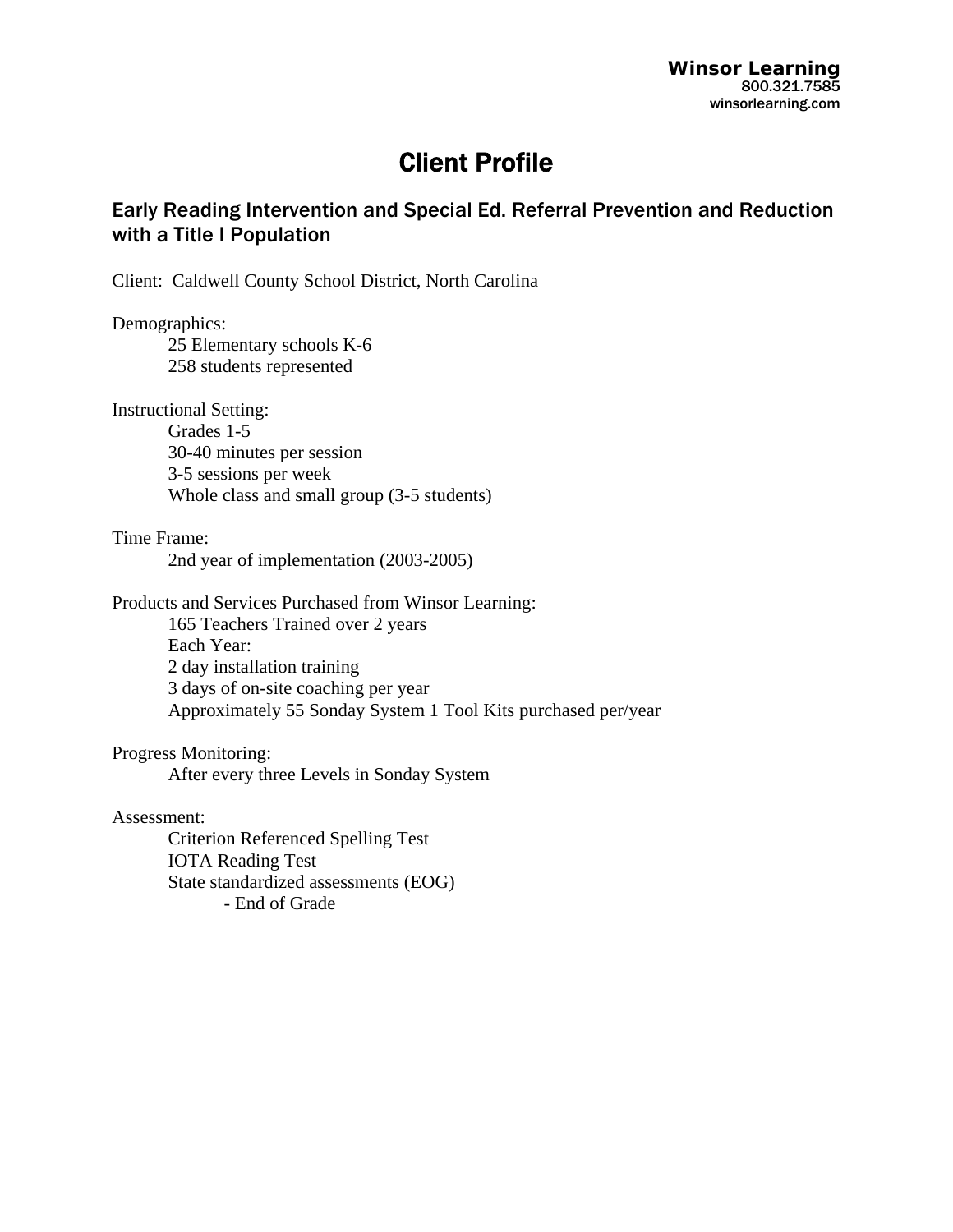**Winsor Learning**
800.321.7585
winsorlearning.com

# Client Profile

## Early Reading Intervention and Special Ed. Referral Prevention and Reduction with a Title I Population

Client: Caldwell County School District, North Carolina

Demographics:

- 25 Elementary schools K-6
- 258 students represented

Instructional Setting:

- Grades 1-5
- 30-40 minutes per session
- 3-5 sessions per week
- Whole class and small group (3-5 students)

Time Frame:

- 2nd year of implementation (2003-2005)

Products and Services Purchased from Winsor Learning:

- 165 Teachers Trained over 2 years
- Each Year:
- 2 day installation training
- 3 days of on-site coaching per year
- Approximately 55 Sonday System 1 Tool Kits purchased per/year

Progress Monitoring:

- After every three Levels in Sonday System

Assessment:

- Criterion Referenced Spelling Test
- IOTA Reading Test
- State standardized assessments (EOG)
  - End of Grade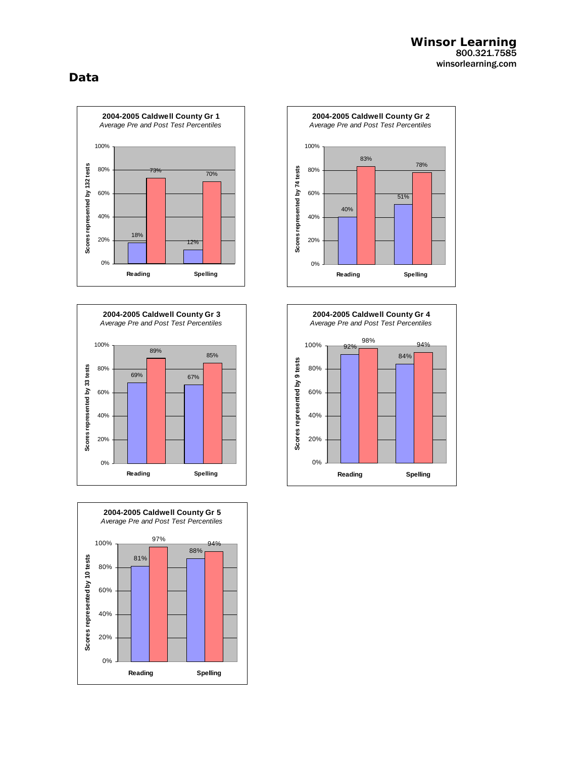## Data

**2004-2005 Caldwell County Gr 1**

*Average Pre and Post Test Percentiles*

Scores represented by 132 tests

100%
80%
60%
40%
20%
0%

18%
73%
12%
70%

Reading
Spelling

**2004-2005 Caldwell County Gr 2**

*Average Pre and Post Test Percentiles*

Scores represented by 74 tests

100%
80%
60%
40%
20%
0%

40%
83%
51%
78%

Reading
Spelling

**2004-2005 Caldwell County Gr 3**

*Average Pre and Post Test Percentiles*

Scores represented by 33 tests

100%
80%
60%
40%
20%
0%

69%
89%
67%
85%

Reading
Spelling

**2004-2005 Caldwell County Gr 4**

*Average Pre and Post Test Percentiles*

Scores represented by 9 tests

100%
80%
60%
40%
20%
0%

92%
98%
84%
94%

Reading
Spelling

**2004-2005 Caldwell County Gr 5**

*Average Pre and Post Test Percentiles*

Scores represented by 10 tests

100%
80%
60%
40%
20%
0%

81%
97%
88%
94%

Reading
Spelling